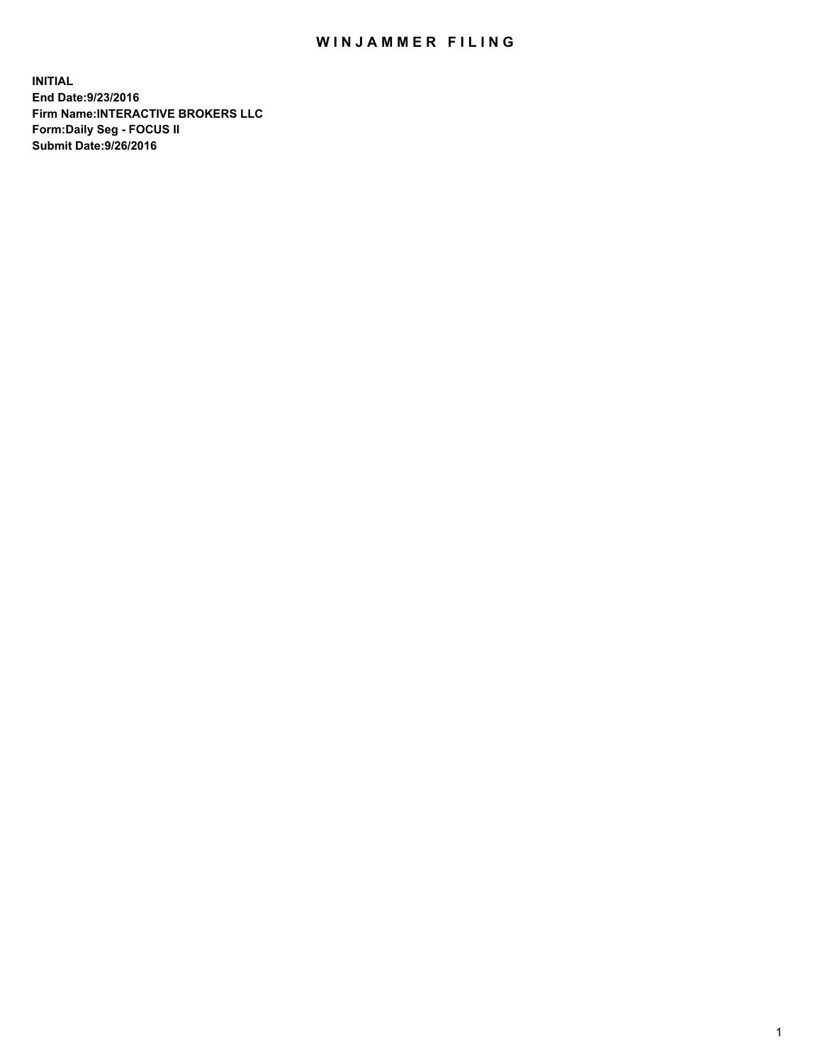# WINJAMMER FILING

**INITIAL**
**End Date:9/23/2016**
**Firm Name:INTERACTIVE BROKERS LLC**
**Form:Daily Seg - FOCUS II**
**Submit Date:9/26/2016**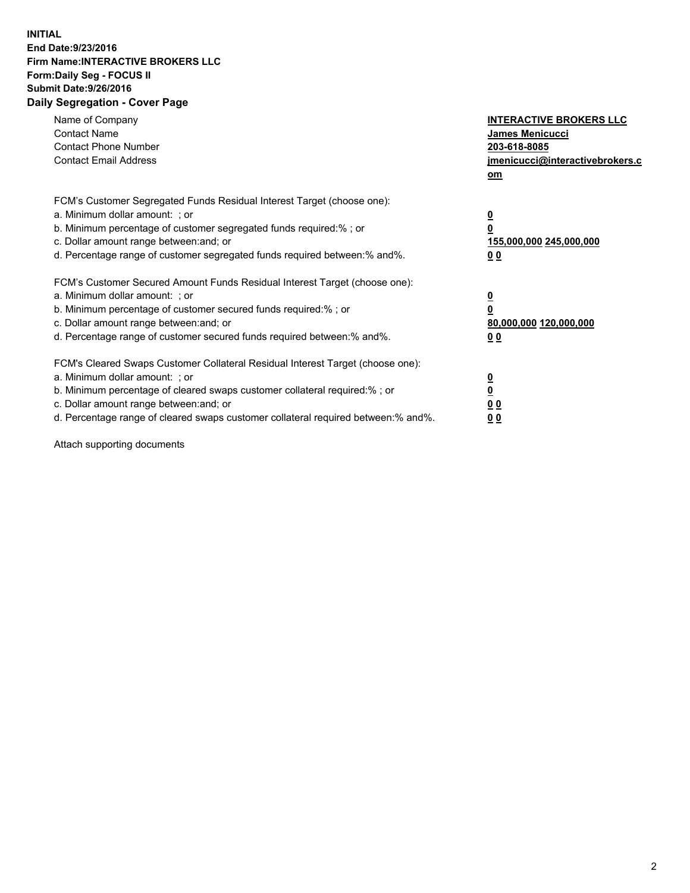**INITIAL**
**End Date:9/23/2016**
**Firm Name:INTERACTIVE BROKERS LLC**
**Form:Daily Seg - FOCUS II**
**Submit Date:9/26/2016**
**Daily Segregation - Cover Page**

| | |
|---|---|
| Name of Company | **INTERACTIVE BROKERS LLC** |
| Contact Name | **James Menicucci** |
| Contact Phone Number | **203-618-8085** |
| Contact Email Address | **jmenicucci@interactivebrokers.com** |

FCM's Customer Segregated Funds Residual Interest Target (choose one):

| | |
|---|---|
| a. Minimum dollar amount: ; or | **0** |
| b. Minimum percentage of customer segregated funds required:% ; or | **0** |
| c. Dollar amount range between:and; or | **155,000,000 245,000,000** |
| d. Percentage range of customer segregated funds required between:% and%. | **0 0** |

FCM's Customer Secured Amount Funds Residual Interest Target (choose one):

| | |
|---|---|
| a. Minimum dollar amount: ; or | **0** |
| b. Minimum percentage of customer secured funds required:% ; or | **0** |
| c. Dollar amount range between:and; or | **80,000,000 120,000,000** |
| d. Percentage range of customer secured funds required between:% and%. | **0 0** |

FCM's Cleared Swaps Customer Collateral Residual Interest Target (choose one):

| | |
|---|---|
| a. Minimum dollar amount: ; or | **0** |
| b. Minimum percentage of cleared swaps customer collateral required:% ; or | **0** |
| c. Dollar amount range between:and; or | **0 0** |
| d. Percentage range of cleared swaps customer collateral required between:% and%. | **0 0** |

Attach supporting documents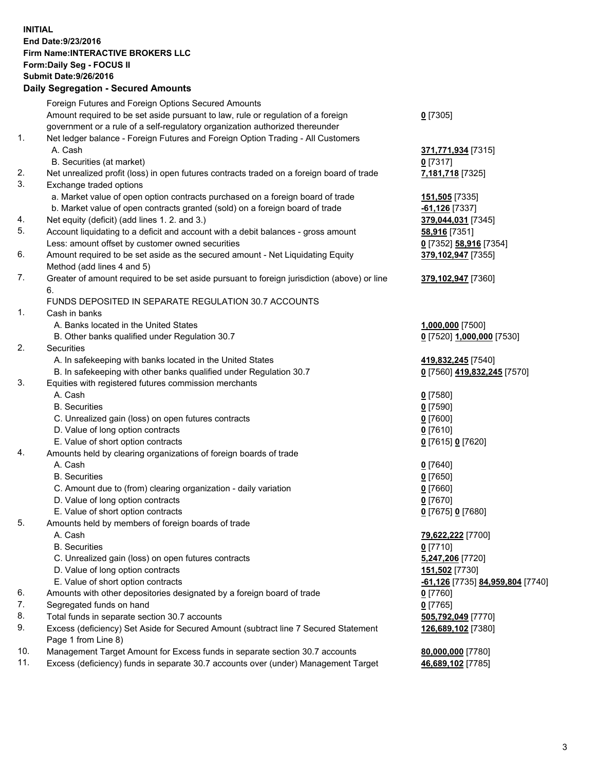**INITIAL**
**End Date:9/23/2016**
**Firm Name:INTERACTIVE BROKERS LLC**
**Form:Daily Seg - FOCUS II**
**Submit Date:9/26/2016**

**Daily Segregation - Secured Amounts**

| | | |
|---|---|---|
| | Foreign Futures and Foreign Options Secured Amounts | |
| | Amount required to be set aside pursuant to law, rule or regulation of a foreign government or a rule of a self-regulatory organization authorized thereunder | 0 [7305] |
| 1. | Net ledger balance - Foreign Futures and Foreign Option Trading - All Customers | |
| | A. Cash | 371,771,934 [7315] |
| | B. Securities (at market) | 0 [7317] |
| 2. | Net unrealized profit (loss) in open futures contracts traded on a foreign board of trade | 7,181,718 [7325] |
| 3. | Exchange traded options | |
| | a. Market value of open option contracts purchased on a foreign board of trade | 151,505 [7335] |
| | b. Market value of open contracts granted (sold) on a foreign board of trade | -61,126 [7337] |
| 4. | Net equity (deficit) (add lines 1. 2. and 3.) | 379,044,031 [7345] |
| 5. | Account liquidating to a deficit and account with a debit balances - gross amount | 58,916 [7351] |
| | Less: amount offset by customer owned securities | 0 [7352] 58,916 [7354] |
| 6. | Amount required to be set aside as the secured amount - Net Liquidating Equity Method (add lines 4 and 5) | 379,102,947 [7355] |
| 7. | Greater of amount required to be set aside pursuant to foreign jurisdiction (above) or line 6. | 379,102,947 [7360] |
| | FUNDS DEPOSITED IN SEPARATE REGULATION 30.7 ACCOUNTS | |
| 1. | Cash in banks | |
| | A. Banks located in the United States | 1,000,000 [7500] |
| | B. Other banks qualified under Regulation 30.7 | 0 [7520] 1,000,000 [7530] |
| 2. | Securities | |
| | A. In safekeeping with banks located in the United States | 419,832,245 [7540] |
| | B. In safekeeping with other banks qualified under Regulation 30.7 | 0 [7560] 419,832,245 [7570] |
| 3. | Equities with registered futures commission merchants | |
| | A. Cash | 0 [7580] |
| | B. Securities | 0 [7590] |
| | C. Unrealized gain (loss) on open futures contracts | 0 [7600] |
| | D. Value of long option contracts | 0 [7610] |
| | E. Value of short option contracts | 0 [7615] 0 [7620] |
| 4. | Amounts held by clearing organizations of foreign boards of trade | |
| | A. Cash | 0 [7640] |
| | B. Securities | 0 [7650] |
| | C. Amount due to (from) clearing organization - daily variation | 0 [7660] |
| | D. Value of long option contracts | 0 [7670] |
| | E. Value of short option contracts | 0 [7675] 0 [7680] |
| 5. | Amounts held by members of foreign boards of trade | |
| | A. Cash | 79,622,222 [7700] |
| | B. Securities | 0 [7710] |
| | C. Unrealized gain (loss) on open futures contracts | 5,247,206 [7720] |
| | D. Value of long option contracts | 151,502 [7730] |
| | E. Value of short option contracts | -61,126 [7735] 84,959,804 [7740] |
| 6. | Amounts with other depositories designated by a foreign board of trade | 0 [7760] |
| 7. | Segregated funds on hand | 0 [7765] |
| 8. | Total funds in separate section 30.7 accounts | 505,792,049 [7770] |
| 9. | Excess (deficiency) Set Aside for Secured Amount (subtract line 7 Secured Statement Page 1 from Line 8) | 126,689,102 [7380] |
| 10. | Management Target Amount for Excess funds in separate section 30.7 accounts | 80,000,000 [7780] |
| 11. | Excess (deficiency) funds in separate 30.7 accounts over (under) Management Target | 46,689,102 [7785] |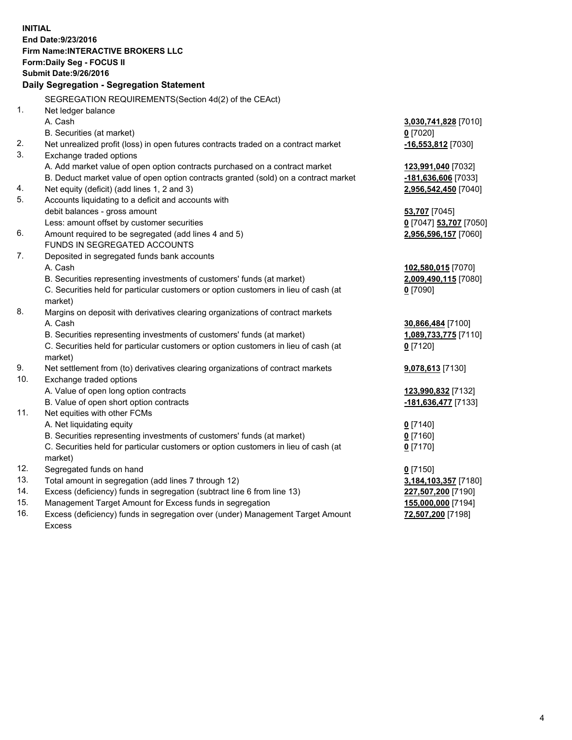**INITIAL**
**End Date:9/23/2016**
**Firm Name:INTERACTIVE BROKERS LLC**
**Form:Daily Seg - FOCUS II**
**Submit Date:9/26/2016**

**Daily Segregation - Segregation Statement**

| | | |
|---|---|---|
| | SEGREGATION REQUIREMENTS(Section 4d(2) of the CEAct) | |
| 1. | Net ledger balance | |
| | A. Cash | **3,030,741,828** [7010] |
| | B. Securities (at market) | **0** [7020] |
| 2. | Net unrealized profit (loss) in open futures contracts traded on a contract market | **-16,553,812** [7030] |
| 3. | Exchange traded options | |
| | A. Add market value of open option contracts purchased on a contract market | **123,991,040** [7032] |
| | B. Deduct market value of open option contracts granted (sold) on a contract market | **-181,636,606** [7033] |
| 4. | Net equity (deficit) (add lines 1, 2 and 3) | **2,956,542,450** [7040] |
| 5. | Accounts liquidating to a deficit and accounts with | |
| | debit balances - gross amount | **53,707** [7045] |
| | Less: amount offset by customer securities | **0** [7047] **53,707** [7050] |
| 6. | Amount required to be segregated (add lines 4 and 5) | **2,956,596,157** [7060] |
| | FUNDS IN SEGREGATED ACCOUNTS | |
| 7. | Deposited in segregated funds bank accounts | |
| | A. Cash | **102,580,015** [7070] |
| | B. Securities representing investments of customers' funds (at market) | **2,009,490,115** [7080] |
| | C. Securities held for particular customers or option customers in lieu of cash (at market) | **0** [7090] |
| 8. | Margins on deposit with derivatives clearing organizations of contract markets | |
| | A. Cash | **30,866,484** [7100] |
| | B. Securities representing investments of customers' funds (at market) | **1,089,733,775** [7110] |
| | C. Securities held for particular customers or option customers in lieu of cash (at market) | **0** [7120] |
| 9. | Net settlement from (to) derivatives clearing organizations of contract markets | **9,078,613** [7130] |
| 10. | Exchange traded options | |
| | A. Value of open long option contracts | **123,990,832** [7132] |
| | B. Value of open short option contracts | **-181,636,477** [7133] |
| 11. | Net equities with other FCMs | |
| | A. Net liquidating equity | **0** [7140] |
| | B. Securities representing investments of customers' funds (at market) | **0** [7160] |
| | C. Securities held for particular customers or option customers in lieu of cash (at market) | **0** [7170] |
| 12. | Segregated funds on hand | **0** [7150] |
| 13. | Total amount in segregation (add lines 7 through 12) | **3,184,103,357** [7180] |
| 14. | Excess (deficiency) funds in segregation (subtract line 6 from line 13) | **227,507,200** [7190] |
| 15. | Management Target Amount for Excess funds in segregation | **155,000,000** [7194] |
| 16. | Excess (deficiency) funds in segregation over (under) Management Target Amount Excess | **72,507,200** [7198] |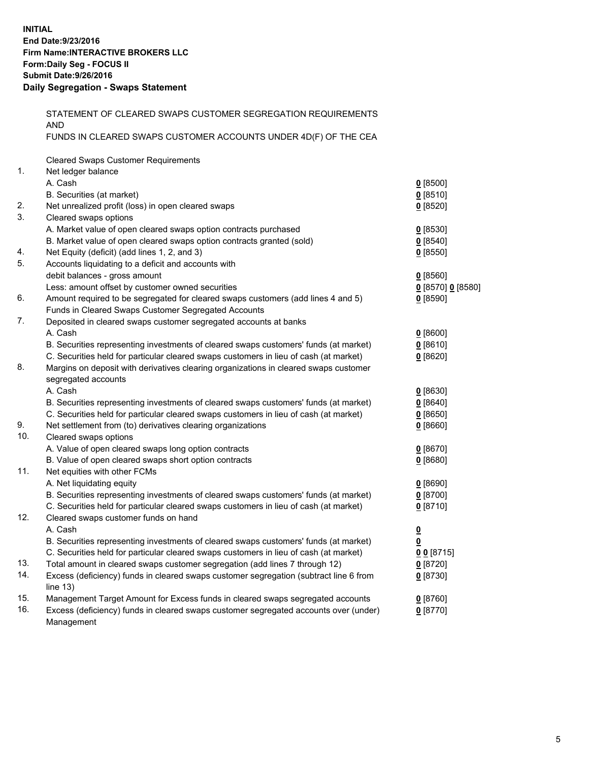**INITIAL**
**End Date:9/23/2016**
**Firm Name:INTERACTIVE BROKERS LLC**
**Form:Daily Seg - FOCUS II**
**Submit Date:9/26/2016**
**Daily Segregation - Swaps Statement**

STATEMENT OF CLEARED SWAPS CUSTOMER SEGREGATION REQUIREMENTS AND FUNDS IN CLEARED SWAPS CUSTOMER ACCOUNTS UNDER 4D(F) OF THE CEA

| | | |
|---|---|---|
| | Cleared Swaps Customer Requirements | |
| 1. | Net ledger balance | |
| | A. Cash | 0 [8500] |
| | B. Securities (at market) | 0 [8510] |
| 2. | Net unrealized profit (loss) in open cleared swaps | 0 [8520] |
| 3. | Cleared swaps options | |
| | A. Market value of open cleared swaps option contracts purchased | 0 [8530] |
| | B. Market value of open cleared swaps option contracts granted (sold) | 0 [8540] |
| 4. | Net Equity (deficit) (add lines 1, 2, and 3) | 0 [8550] |
| 5. | Accounts liquidating to a deficit and accounts with debit balances - gross amount | 0 [8560] |
| | Less: amount offset by customer owned securities | 0 [8570] 0 [8580] |
| 6. | Amount required to be segregated for cleared swaps customers (add lines 4 and 5) | 0 [8590] |
| | Funds in Cleared Swaps Customer Segregated Accounts | |
| 7. | Deposited in cleared swaps customer segregated accounts at banks | |
| | A. Cash | 0 [8600] |
| | B. Securities representing investments of cleared swaps customers' funds (at market) | 0 [8610] |
| | C. Securities held for particular cleared swaps customers in lieu of cash (at market) | 0 [8620] |
| 8. | Margins on deposit with derivatives clearing organizations in cleared swaps customer segregated accounts | |
| | A. Cash | 0 [8630] |
| | B. Securities representing investments of cleared swaps customers' funds (at market) | 0 [8640] |
| | C. Securities held for particular cleared swaps customers in lieu of cash (at market) | 0 [8650] |
| 9. | Net settlement from (to) derivatives clearing organizations | 0 [8660] |
| 10. | Cleared swaps options | |
| | A. Value of open cleared swaps long option contracts | 0 [8670] |
| | B. Value of open cleared swaps short option contracts | 0 [8680] |
| 11. | Net equities with other FCMs | |
| | A. Net liquidating equity | 0 [8690] |
| | B. Securities representing investments of cleared swaps customers' funds (at market) | 0 [8700] |
| | C. Securities held for particular cleared swaps customers in lieu of cash (at market) | 0 [8710] |
| 12. | Cleared swaps customer funds on hand | |
| | A. Cash | 0 |
| | B. Securities representing investments of cleared swaps customers' funds (at market) | 0 |
| | C. Securities held for particular cleared swaps customers in lieu of cash (at market) | 0 0 [8715] |
| 13. | Total amount in cleared swaps customer segregation (add lines 7 through 12) | 0 [8720] |
| 14. | Excess (deficiency) funds in cleared swaps customer segregation (subtract line 6 from line 13) | 0 [8730] |
| 15. | Management Target Amount for Excess funds in cleared swaps segregated accounts | 0 [8760] |
| 16. | Excess (deficiency) funds in cleared swaps customer segregated accounts over (under) Management | 0 [8770] |